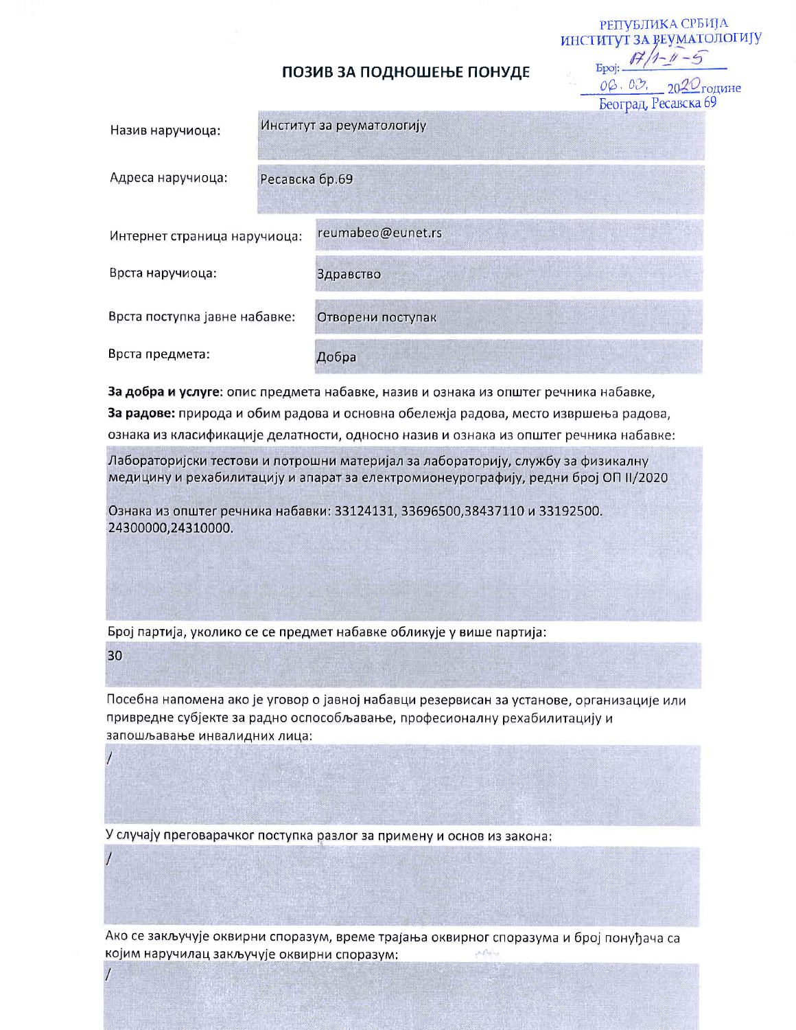РЕПУБЛИКА СРБИЈА
ИНСТИТУТ ЗА РЕУМАТОЛОГИЈУ
Број: 17/1-II-5
06. 03. 2020 године
Београд, Ресавска 69

# ПОЗИВ ЗА ПОДНОШЕЊЕ ПОНУДЕ

| | |
|---|---|
| Назив наручиоца: | Институт за реуматологију |
| Адреса наручиоца: | Ресавска бр.69 |
| Интернет страница наручиоца: | reumabeo@eunet.rs |
| Врста наручиоца: | Здравство |
| Врста поступка јавне набавке: | Отворени поступак |
| Врста предмета: | Добра |

**За добра и услуге**: опис предмета набавке, назив и ознака из општег речника набавке,
**За радове:** природа и обим радова и основна обележја радова, место извршења радова, ознака из класификације делатности, односно назив и ознака из општег речника набавке:

Лабораторијски тестови и потрошни материјал за лабораторију, службу за физикалну медицину и рехабилитацију и апарат за електромионеурографију, редни број ОП II/2020

Ознака из општег речника набавки: 33124131, 33696500,38437110 и 33192500. 24300000,24310000.

Број партија, уколико се се предмет набавке обликује у више партија:

30

Посебна напомена ако је уговор о јавној набавци резервисан за установе, организације или привредне субјекте за радно оспособљавање, професионалну рехабилитацију и запошљавање инвалидних лица:

/

У случају преговарачког поступка разлог за примену и основ из закона:

/

Ако се закључује оквирни споразум, време трајања оквирног споразума и број понуђача са којим наручилац закључује оквирни споразум:

/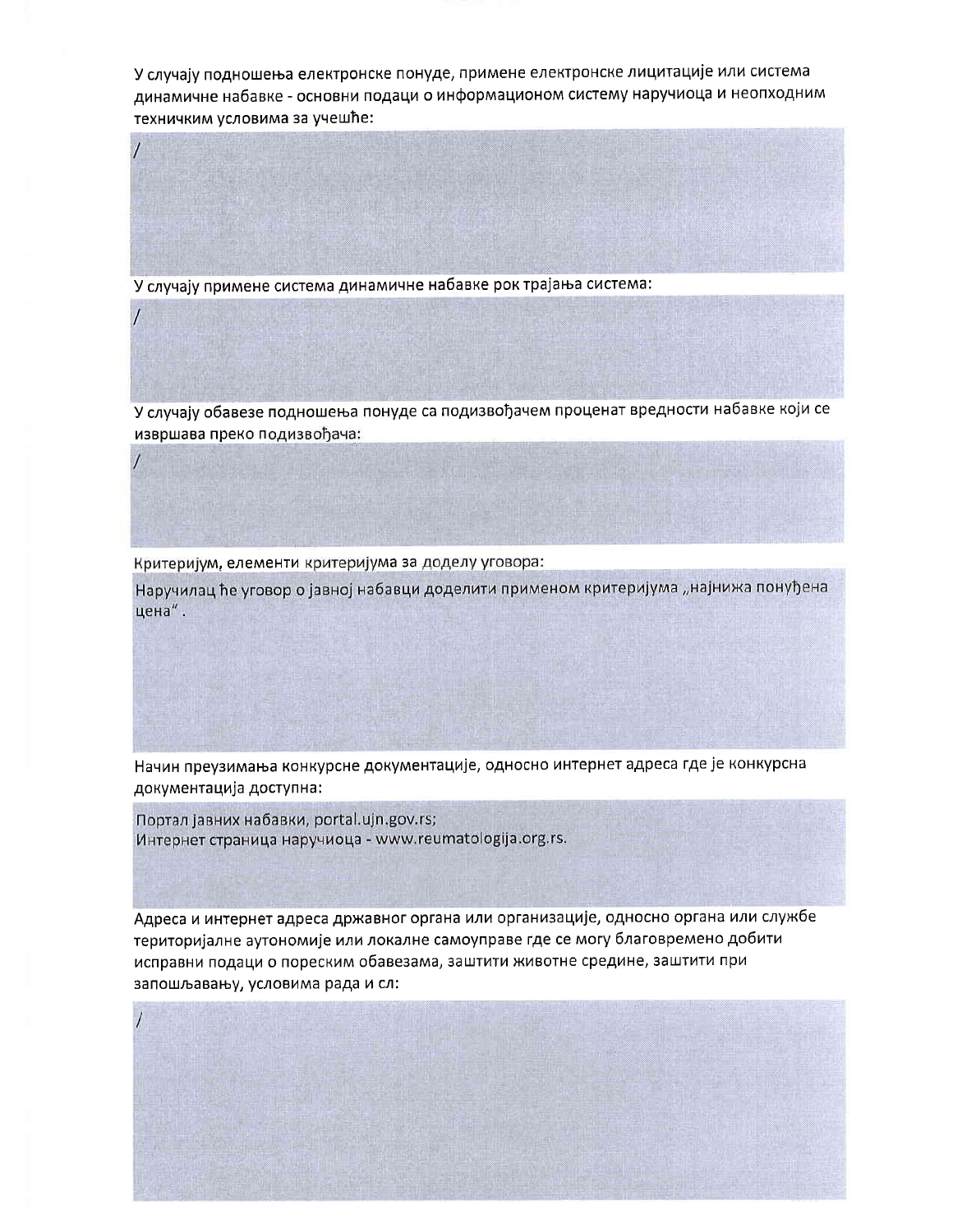У случају подношења електронске понуде, примене електронске лицитације или система динамичне набавке - основни подаци о информационом систему наручиоца и неопходним техничким условима за учешће:

/

У случају примене система динамичне набавке рок трајања система:

/

У случају обавезе подношења понуде са подизвођачем проценат вредности набавке који се извршава преко подизвођача:

/

Критеријум, елементи критеријума за доделу уговора:

Наручилац ће уговор о јавној набавци доделити применом критеријума „најнижа понуђена цена".

Начин преузимања конкурсне документације, односно интернет адреса где је конкурсна документација доступна:

Портал јавних набавки, portal.ujn.gov.rs;
Интернет страница наручиоца - www.reumatologija.org.rs.

Адреса и интернет адреса државног органа или организације, односно органа или службе територијалне аутономије или локалне самоуправе где се могу благовремено добити исправни подаци о пореским обавезама, заштити животне средине, заштити при запошљавању, условима рада и сл:

/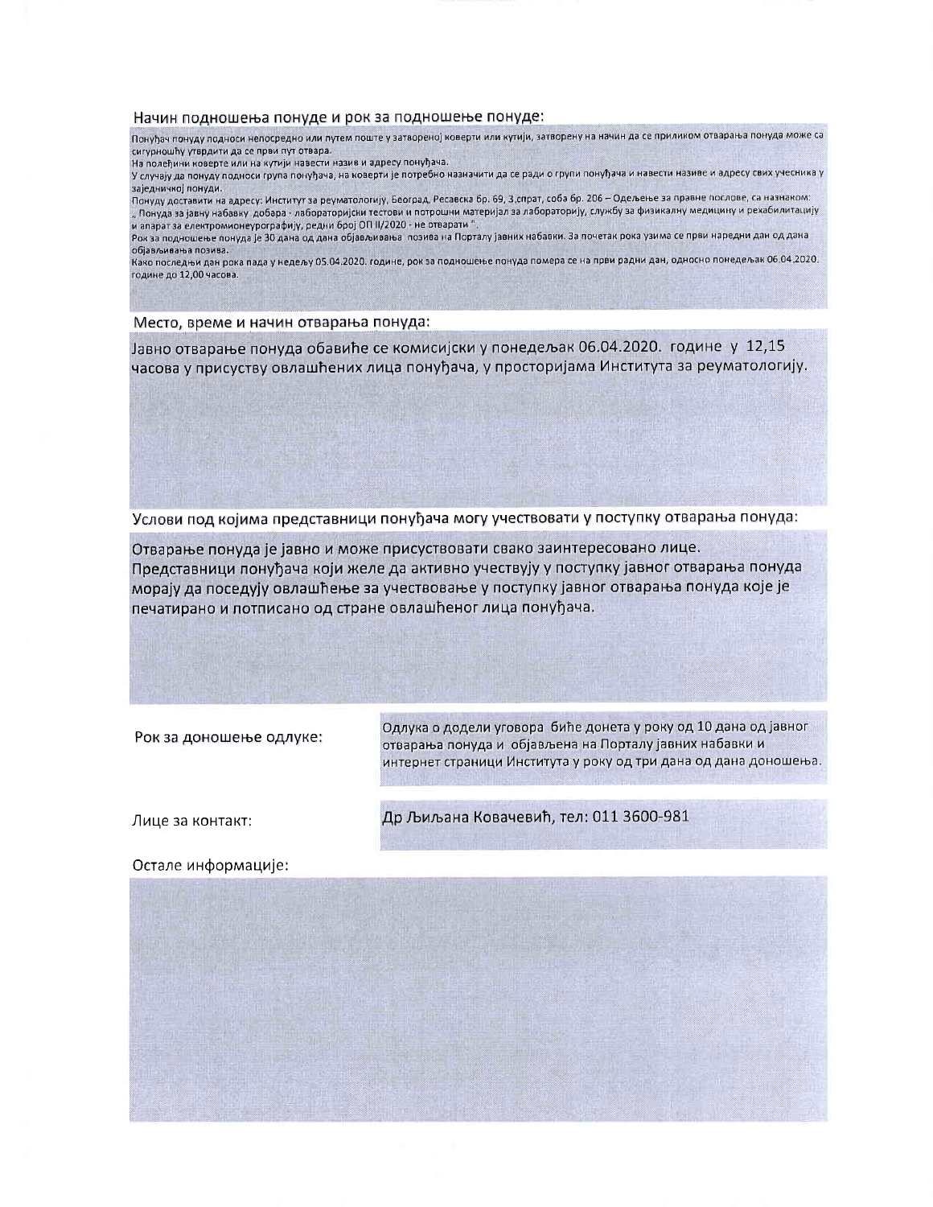Начин подношења понуде и рок за подношење понуде:

Понуђач понуду подноси непосредно или путем поште у затвореној коверти или кутији, затворену на начин да се приликом отварања понуда може са сигурношћу утврдити да се први пут отвара.
На полеђини коверте или на кутији навести назив и адресу понуђача.
У случају да понуду подноси група понуђача, на коверти је потребно назначити да се ради о групи понуђача и навести називе и адресу свих учесника у заједничкој понуди.
Понуду доставити на адресу: Институт за реуматологију, Београд, Ресавска бр. 69, 3.спрат, соба бр. 206 – Одељење за правне послове, са назнаком: „ Понуда за јавну набавку добара - лабораторијски тестови и потрошни материјал за лабораторију, службу за физикалну медицину и рехабилитацију и апарат за електромионеурографију, редни број ОП II/2020 - не отварати ".
Рок за подношење понуда је 30 дана од дана објављивања позива на Порталу јавних набавки. За почетак рока узима се први наредни дан од дана објављивања позива.
Како последњи дан рока пада у недељу 05.04.2020. године, рок за подношење понуде помера се на први радни дан, односно понедељак 06.04.2020. године до 12,00 часова.

Место, време и начин отварања понуда:

Јавно отварање понуда обавиће се комисијски у понедељак 06.04.2020. године у 12,15 часова у присуству овлашћених лица понуђача, у просторијама Института за реуматологију.

Услови под којима представници понуђача могу учествовати у поступку отварања понуда:

Отварање понуда је јавно и може присуствовати свако заинтересовано лице.
Представници понуђача који желе да активно учествују у поступку јавног отварања понуда морају да поседују овлашћење за учествовање у поступку јавног отварања понуда које је печатирано и потписано од стране овлашћеног лица понуђача.

Рок за доношење одлуке: Одлука о додели уговора биће донета у року од 10 дана од јавног отварања понуда и објављена на Порталу јавних набавки и интернет страници Института у року од три дана од дана доношења.

Лице за контакт: Др Љиљана Ковачевић, тел: 011 3600-981

Остале информације: